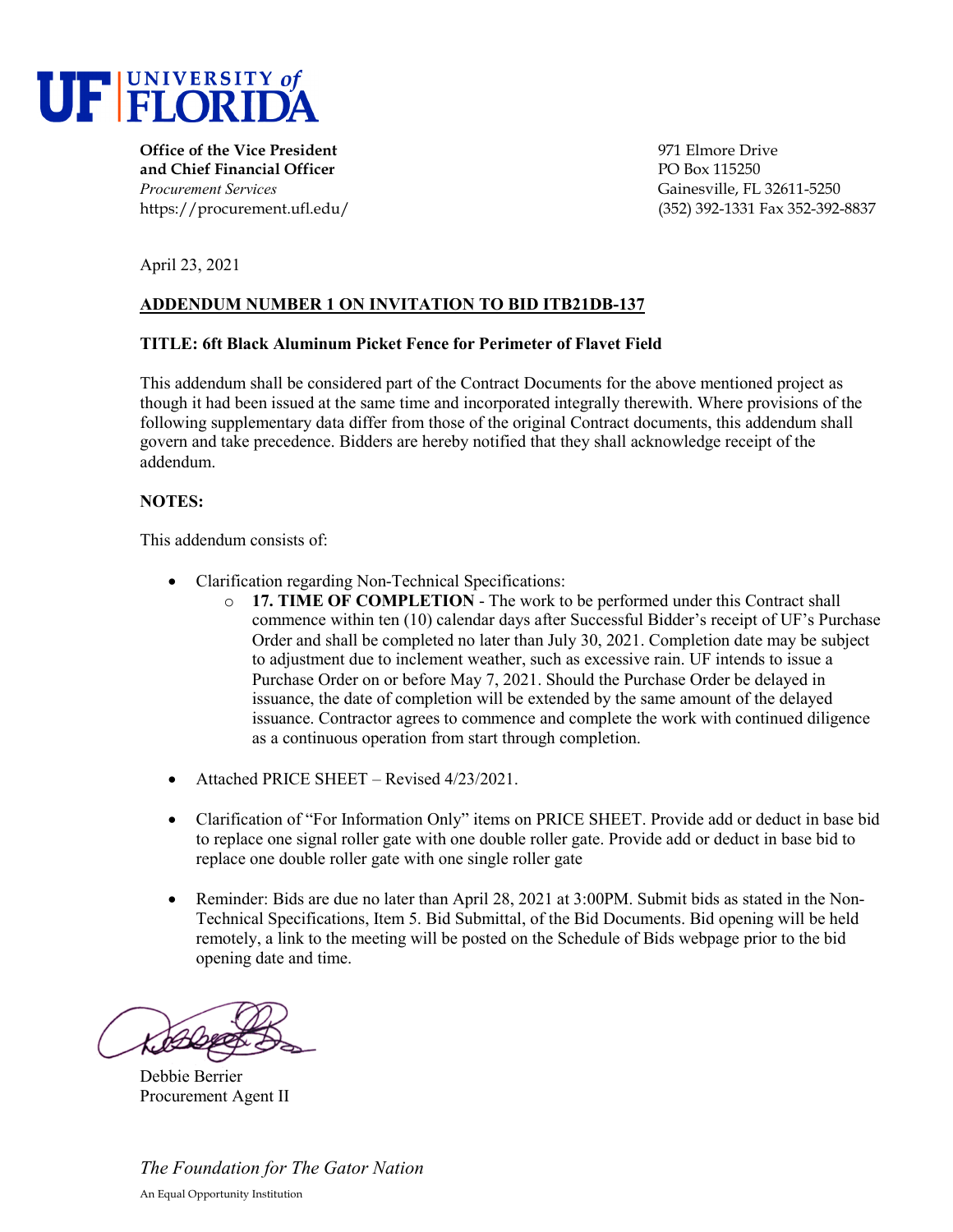UF | UNIVERSITY of FLORIDA

**Office of the Vice President and Chief Financial Officer**
*Procurement Services*
https://procurement.ufl.edu/

971 Elmore Drive
PO Box 115250
Gainesville, FL 32611-5250
(352) 392-1331 Fax 352-392-8837

April 23, 2021

**ADDENDUM NUMBER 1 ON INVITATION TO BID ITB21DB-137**

**TITLE: 6ft Black Aluminum Picket Fence for Perimeter of Flavet Field**

This addendum shall be considered part of the Contract Documents for the above mentioned project as though it had been issued at the same time and incorporated integrally therewith. Where provisions of the following supplementary data differ from those of the original Contract documents, this addendum shall govern and take precedence. Bidders are hereby notified that they shall acknowledge receipt of the addendum.

**NOTES:**

This addendum consists of:

- Clarification regarding Non-Technical Specifications:
  - **17. TIME OF COMPLETION** - The work to be performed under this Contract shall commence within ten (10) calendar days after Successful Bidder's receipt of UF's Purchase Order and shall be completed no later than July 30, 2021. Completion date may be subject to adjustment due to inclement weather, such as excessive rain. UF intends to issue a Purchase Order on or before May 7, 2021. Should the Purchase Order be delayed in issuance, the date of completion will be extended by the same amount of the delayed issuance. Contractor agrees to commence and complete the work with continued diligence as a continuous operation from start through completion.

- Attached PRICE SHEET – Revised 4/23/2021.

- Clarification of "For Information Only" items on PRICE SHEET. Provide add or deduct in base bid to replace one signal roller gate with one double roller gate. Provide add or deduct in base bid to replace one double roller gate with one single roller gate

- Reminder: Bids are due no later than April 28, 2021 at 3:00PM. Submit bids as stated in the Non-Technical Specifications, Item 5. Bid Submittal, of the Bid Documents. Bid opening will be held remotely, a link to the meeting will be posted on the Schedule of Bids webpage prior to the bid opening date and time.

Debbie Berrier
Procurement Agent II

*The Foundation for The Gator Nation*

An Equal Opportunity Institution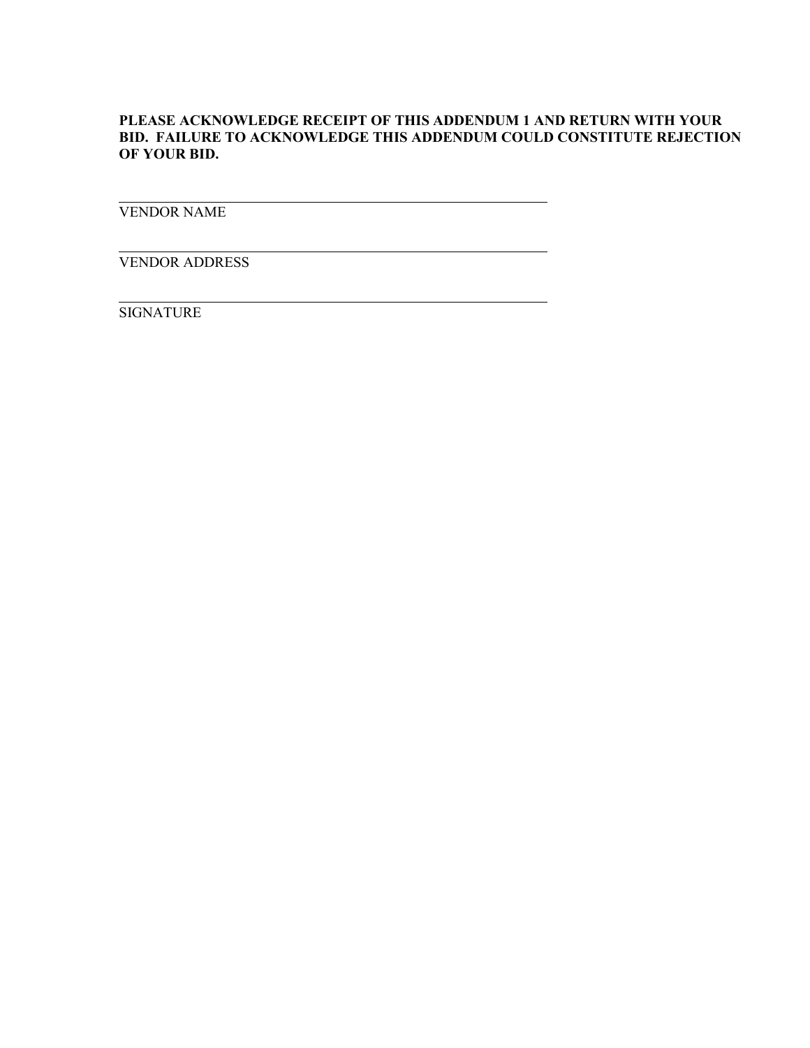**PLEASE ACKNOWLEDGE RECEIPT OF THIS ADDENDUM 1 AND RETURN WITH YOUR BID. FAILURE TO ACKNOWLEDGE THIS ADDENDUM COULD CONSTITUTE REJECTION OF YOUR BID.**

\_\_\_\_\_\_\_\_\_\_\_\_\_\_\_\_\_\_\_\_\_\_\_\_\_\_\_\_\_\_\_\_\_\_\_\_\_\_\_\_\_\_\_\_\_\_\_\_

VENDOR NAME

\_\_\_\_\_\_\_\_\_\_\_\_\_\_\_\_\_\_\_\_\_\_\_\_\_\_\_\_\_\_\_\_\_\_\_\_\_\_\_\_\_\_\_\_\_\_\_\_

VENDOR ADDRESS

\_\_\_\_\_\_\_\_\_\_\_\_\_\_\_\_\_\_\_\_\_\_\_\_\_\_\_\_\_\_\_\_\_\_\_\_\_\_\_\_\_\_\_\_\_\_\_\_

SIGNATURE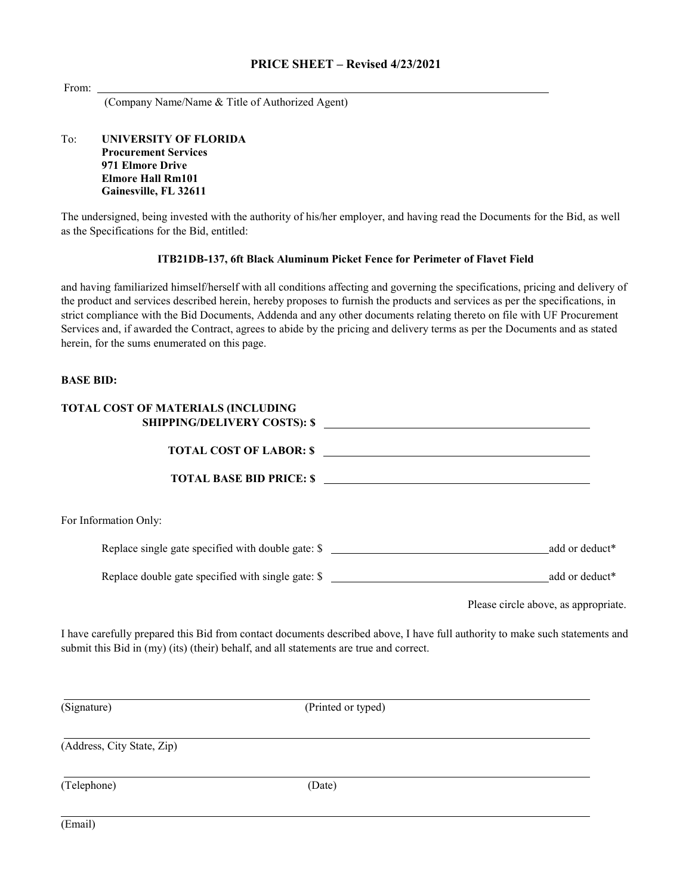## PRICE SHEET – Revised 4/23/2021

From: ______________________________________________

(Company Name/Name & Title of Authorized Agent)

To: **UNIVERSITY OF FLORIDA**
**Procurement Services**
**971 Elmore Drive**
**Elmore Hall Rm101**
**Gainesville, FL 32611**

The undersigned, being invested with the authority of his/her employer, and having read the Documents for the Bid, as well as the Specifications for the Bid, entitled:

**ITB21DB-137, 6ft Black Aluminum Picket Fence for Perimeter of Flavet Field**

and having familiarized himself/herself with all conditions affecting and governing the specifications, pricing and delivery of the product and services described herein, hereby proposes to furnish the products and services as per the specifications, in strict compliance with the Bid Documents, Addenda and any other documents relating thereto on file with UF Procurement Services and, if awarded the Contract, agrees to abide by the pricing and delivery terms as per the Documents and as stated herein, for the sums enumerated on this page.

**BASE BID:**

**TOTAL COST OF MATERIALS (INCLUDING SHIPPING/DELIVERY COSTS): $** ______________________________

**TOTAL COST OF LABOR: $** ______________________________

**TOTAL BASE BID PRICE: $** ______________________________

For Information Only:

Replace single gate specified with double gate: $ ______________________________ add or deduct*

Replace double gate specified with single gate: $ ______________________________ add or deduct*

Please circle above, as appropriate.

I have carefully prepared this Bid from contact documents described above, I have full authority to make such statements and submit this Bid in (my) (its) (their) behalf, and all statements are true and correct.

______________________________________________

(Signature) (Printed or typed)

______________________________________________

(Address, City State, Zip)

______________________________________________

(Telephone) (Date)

______________________________________________

(Email)